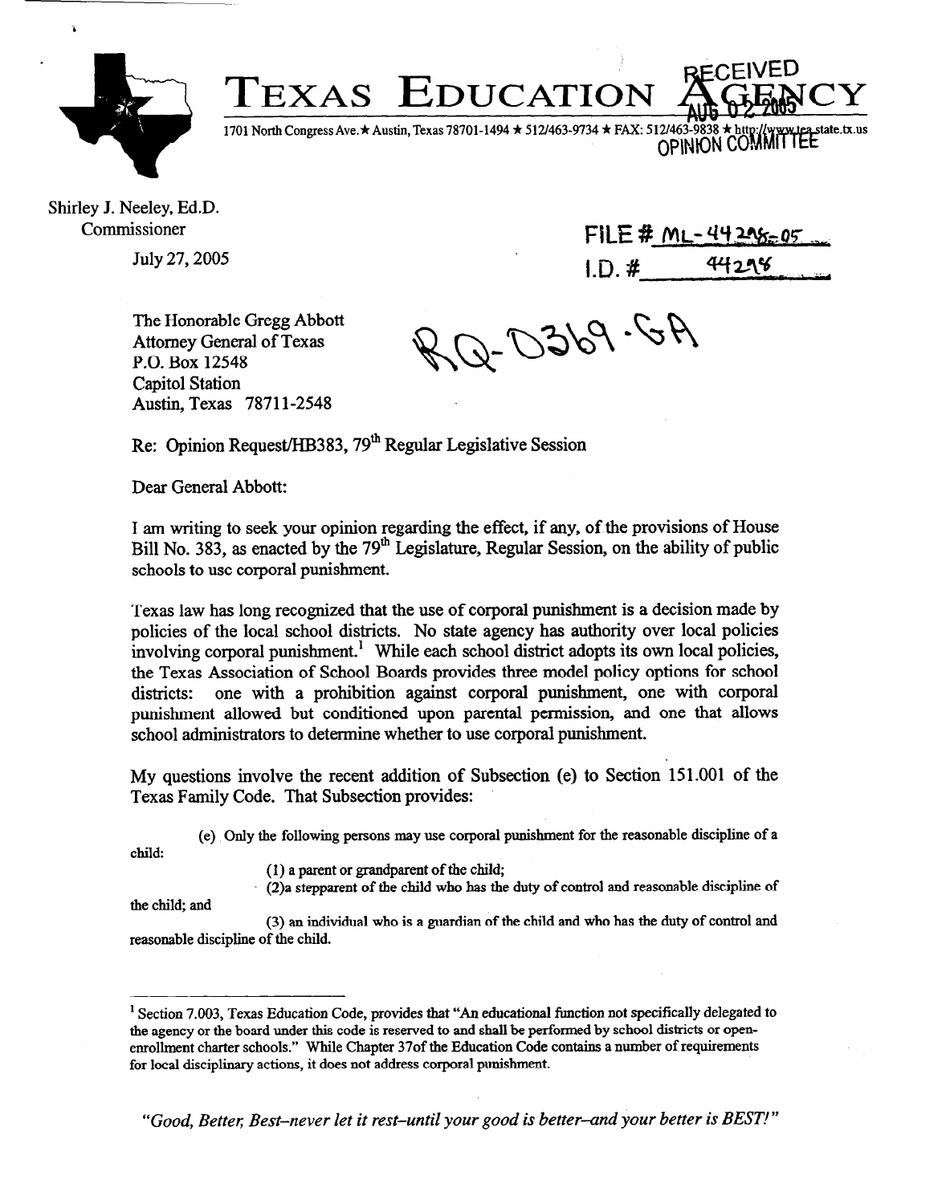# TEXAS EDUCATION AGENCY

1701 North Congress Ave.★ Austin, Texas 78701-1494 ★ 512/463-9734 ★ FAX: 512/463-9838 ★ http://www.tea.state.tx.us

RECEIVED
AUG 02 2005
OPINION COMMITTEE

Shirley J. Neeley, Ed.D.
Commissioner

July 27, 2005

FILE # ML-44298-05
I.D. # 44298

RQ-0369-GA

The Honorable Gregg Abbott
Attorney General of Texas
P.O. Box 12548
Capitol Station
Austin, Texas 78711-2548

Re: Opinion Request/HB383, 79th Regular Legislative Session

Dear General Abbott:

I am writing to seek your opinion regarding the effect, if any, of the provisions of House Bill No. 383, as enacted by the 79th Legislature, Regular Session, on the ability of public schools to use corporal punishment.

Texas law has long recognized that the use of corporal punishment is a decision made by policies of the local school districts. No state agency has authority over local policies involving corporal punishment.[1] While each school district adopts its own local policies, the Texas Association of School Boards provides three model policy options for school districts: one with a prohibition against corporal punishment, one with corporal punishment allowed but conditioned upon parental permission, and one that allows school administrators to determine whether to use corporal punishment.

My questions involve the recent addition of Subsection (e) to Section 151.001 of the Texas Family Code. That Subsection provides:

> (e) Only the following persons may use corporal punishment for the reasonable discipline of a child:
>
> (1) a parent or grandparent of the child;
>
> (2)a stepparent of the child who has the duty of control and reasonable discipline of the child; and
>
> (3) an individual who is a guardian of the child and who has the duty of control and reasonable discipline of the child.

---

[1] Section 7.003, Texas Education Code, provides that "An educational function not specifically delegated to the agency or the board under this code is reserved to and shall be performed by school districts or open-enrollment charter schools." While Chapter 37of the Education Code contains a number of requirements for local disciplinary actions, it does not address corporal punishment.

*"Good, Better, Best–never let it rest–until your good is better–and your better is BEST!"*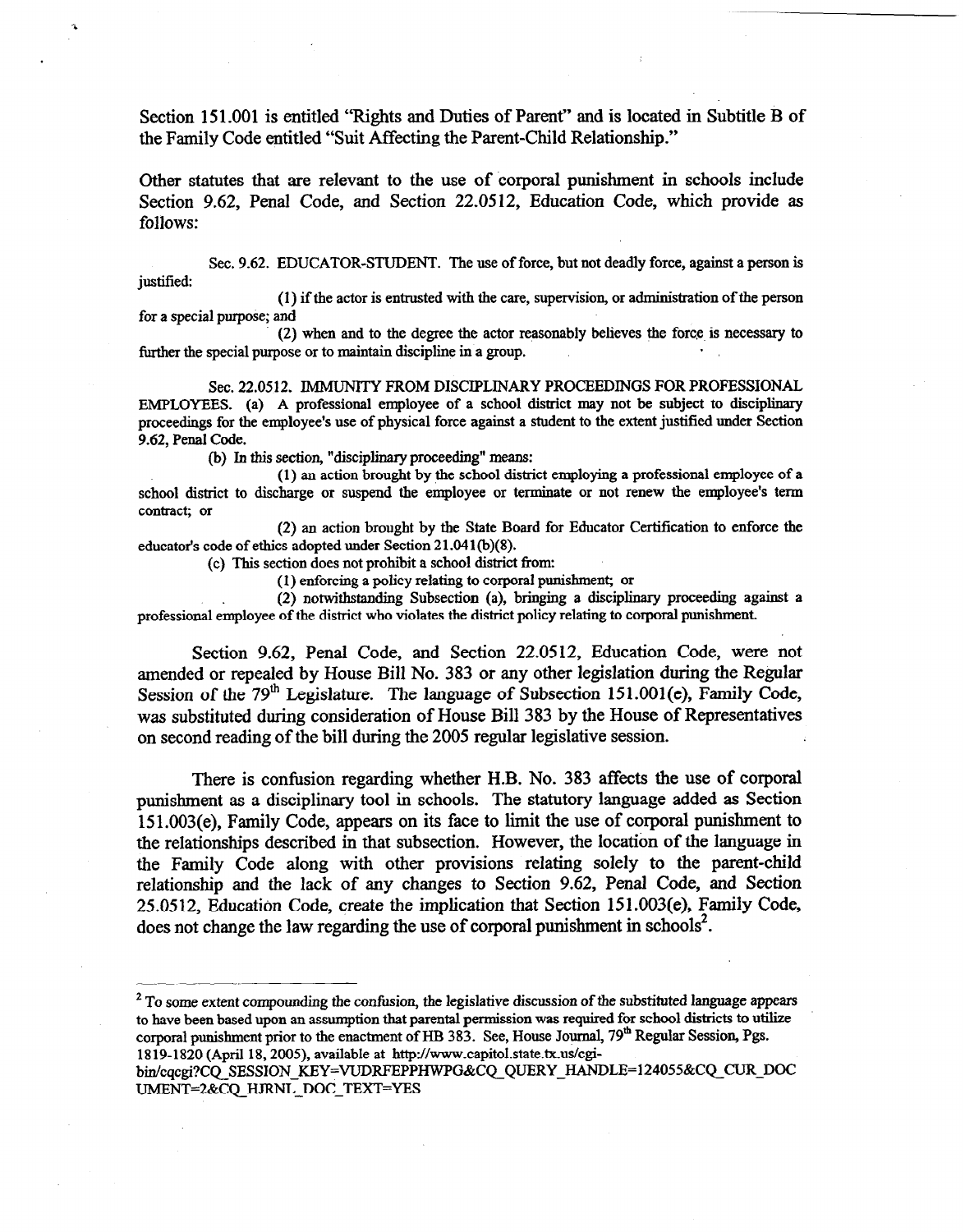Section 151.001 is entitled "Rights and Duties of Parent" and is located in Subtitle B of the Family Code entitled "Suit Affecting the Parent-Child Relationship."

Other statutes that are relevant to the use of corporal punishment in schools include Section 9.62, Penal Code, and Section 22.0512, Education Code, which provide as follows:

> Sec. 9.62. EDUCATOR-STUDENT. The use of force, but not deadly force, against a person is justified:
>
> (1) if the actor is entrusted with the care, supervision, or administration of the person for a special purpose; and
>
> (2) when and to the degree the actor reasonably believes the force is necessary to further the special purpose or to maintain discipline in a group.

> Sec. 22.0512. IMMUNITY FROM DISCIPLINARY PROCEEDINGS FOR PROFESSIONAL EMPLOYEES. (a) A professional employee of a school district may not be subject to disciplinary proceedings for the employee's use of physical force against a student to the extent justified under Section 9.62, Penal Code.
>
> (b) In this section, "disciplinary proceeding" means:
>
> (1) an action brought by the school district employing a professional employee of a school district to discharge or suspend the employee or terminate or not renew the employee's term contract; or
>
> (2) an action brought by the State Board for Educator Certification to enforce the educator's code of ethics adopted under Section 21.041(b)(8).
>
> (c) This section does not prohibit a school district from:
>
> (1) enforcing a policy relating to corporal punishment; or
>
> (2) notwithstanding Subsection (a), bringing a disciplinary proceeding against a professional employee of the district who violates the district policy relating to corporal punishment.

Section 9.62, Penal Code, and Section 22.0512, Education Code, were not amended or repealed by House Bill No. 383 or any other legislation during the Regular Session of the 79th Legislature. The language of Subsection 151.001(e), Family Code, was substituted during consideration of House Bill 383 by the House of Representatives on second reading of the bill during the 2005 regular legislative session.

There is confusion regarding whether H.B. No. 383 affects the use of corporal punishment as a disciplinary tool in schools. The statutory language added as Section 151.003(e), Family Code, appears on its face to limit the use of corporal punishment to the relationships described in that subsection. However, the location of the language in the Family Code along with other provisions relating solely to the parent-child relationship and the lack of any changes to Section 9.62, Penal Code, and Section 25.0512, Education Code, create the implication that Section 151.003(e), Family Code, does not change the law regarding the use of corporal punishment in schools[2].

---

[2] To some extent compounding the confusion, the legislative discussion of the substituted language appears to have been based upon an assumption that parental permission was required for school districts to utilize corporal punishment prior to the enactment of HB 383. See, House Journal, 79th Regular Session, Pgs. 1819-1820 (April 18, 2005), available at http://www.capitol.state.tx.us/cgi-bin/cqcgi?CQ_SESSION_KEY=VUDRFEPPHWPG&CQ_QUERY_HANDLE=124055&CQ_CUR_DOCUMENT=2&CQ_HJRNL_DOC_TEXT=YES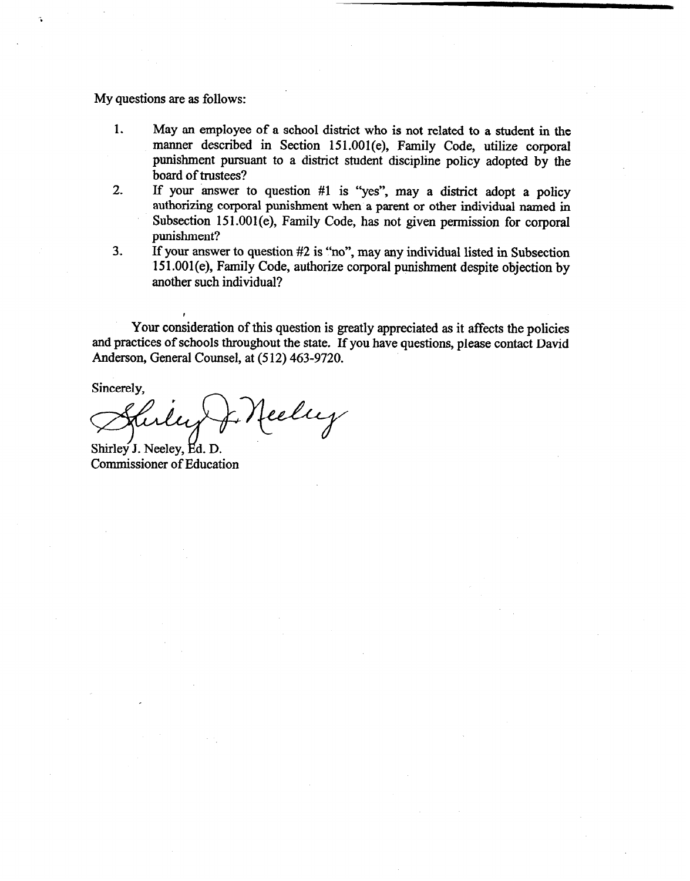My questions are as follows:

1. May an employee of a school district who is not related to a student in the manner described in Section 151.001(e), Family Code, utilize corporal punishment pursuant to a district student discipline policy adopted by the board of trustees?
2. If your answer to question #1 is "yes", may a district adopt a policy authorizing corporal punishment when a parent or other individual named in Subsection 151.001(e), Family Code, has not given permission for corporal punishment?
3. If your answer to question #2 is "no", may any individual listed in Subsection 151.001(e), Family Code, authorize corporal punishment despite objection by another such individual?

Your consideration of this question is greatly appreciated as it affects the policies and practices of schools throughout the state. If you have questions, please contact David Anderson, General Counsel, at (512) 463-9720.

Sincerely,

Shirley J. Neeley

Shirley J. Neeley, Ed. D.
Commissioner of Education